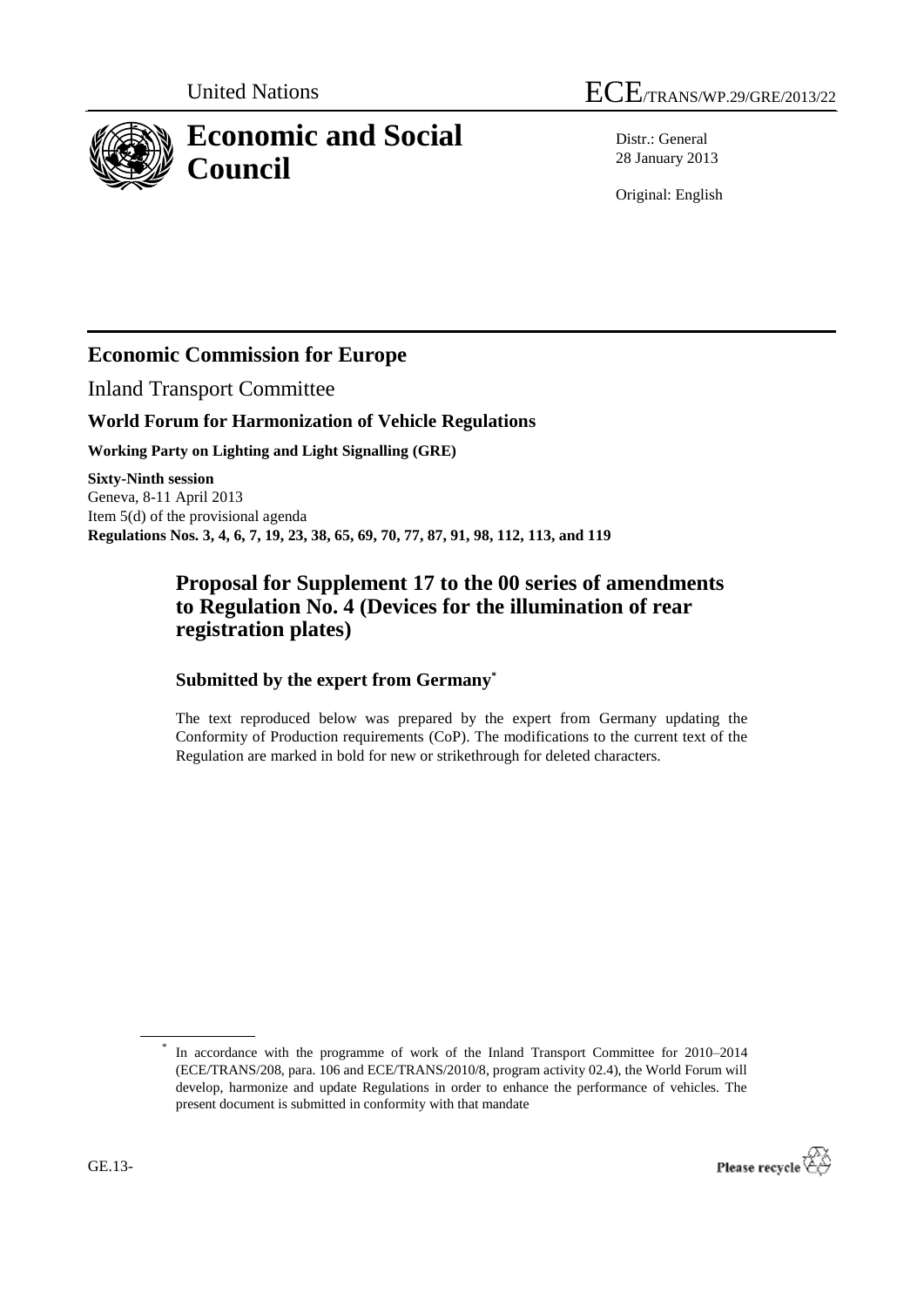United Nations

# ECE/TRANS/WP.29/GRE/2013/22

# Economic and Social Council

Distr.: General
28 January 2013

Original: English

## Economic Commission for Europe

Inland Transport Committee

### World Forum for Harmonization of Vehicle Regulations

**Working Party on Lighting and Light Signalling (GRE)**

**Sixty-Ninth session**
Geneva, 8-11 April 2013
Item 5(d) of the provisional agenda
**Regulations Nos. 3, 4, 6, 7, 19, 23, 38, 65, 69, 70, 77, 87, 91, 98, 112, 113, and 119**

## Proposal for Supplement 17 to the 00 series of amendments to Regulation No. 4 (Devices for the illumination of rear registration plates)

### Submitted by the expert from Germany[*]

The text reproduced below was prepared by the expert from Germany updating the Conformity of Production requirements (CoP). The modifications to the current text of the Regulation are marked in bold for new or strikethrough for deleted characters.

[*] In accordance with the programme of work of the Inland Transport Committee for 2010–2014 (ECE/TRANS/208, para. 106 and ECE/TRANS/2010/8, program activity 02.4), the World Forum will develop, harmonize and update Regulations in order to enhance the performance of vehicles. The present document is submitted in conformity with that mandate

GE.13-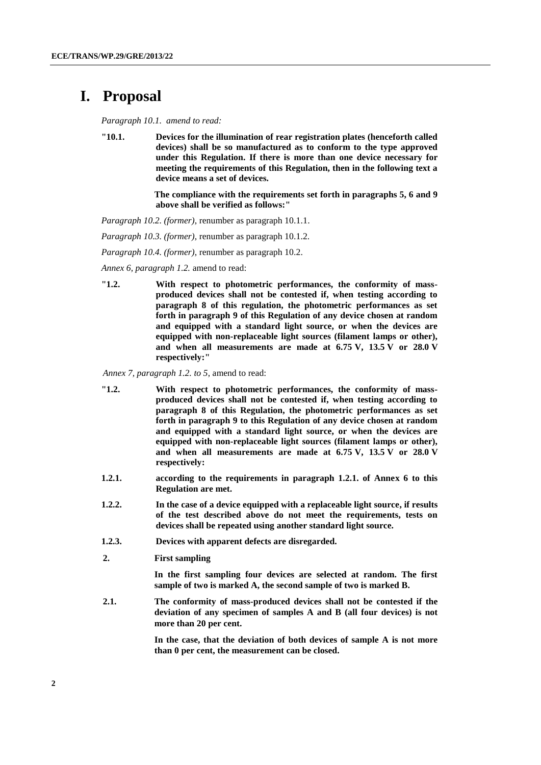# I. Proposal

*Paragraph 10.1. amend to read:*

**"10.1. Devices for the illumination of rear registration plates (henceforth called devices) shall be so manufactured as to conform to the type approved under this Regulation. If there is more than one device necessary for meeting the requirements of this Regulation, then in the following text a device means a set of devices.**

**The compliance with the requirements set forth in paragraphs 5, 6 and 9 above shall be verified as follows:"**

*Paragraph 10.2. (former)*, renumber as paragraph 10.1.1.

*Paragraph 10.3. (former)*, renumber as paragraph 10.1.2.

*Paragraph 10.4. (former)*, renumber as paragraph 10.2.

*Annex 6, paragraph 1.2.* amend to read:

**"1.2. With respect to photometric performances, the conformity of mass-produced devices shall not be contested if, when testing according to paragraph 8 of this regulation, the photometric performances as set forth in paragraph 9 of this Regulation of any device chosen at random and equipped with a standard light source, or when the devices are equipped with non-replaceable light sources (filament lamps or other), and when all measurements are made at 6.75 V, 13.5 V or 28.0 V respectively:"**

*Annex 7, paragraph 1.2. to 5*, amend to read:

**"1.2. With respect to photometric performances, the conformity of mass-produced devices shall not be contested if, when testing according to paragraph 8 of this Regulation, the photometric performances as set forth in paragraph 9 to this Regulation of any device chosen at random and equipped with a standard light source, or when the devices are equipped with non-replaceable light sources (filament lamps or other), and when all measurements are made at 6.75 V, 13.5 V or 28.0 V respectively:**

**1.2.1. according to the requirements in paragraph 1.2.1. of Annex 6 to this Regulation are met.**

**1.2.2. In the case of a device equipped with a replaceable light source, if results of the test described above do not meet the requirements, tests on devices shall be repeated using another standard light source.**

**1.2.3. Devices with apparent defects are disregarded.**

**2. First sampling**

**In the first sampling four devices are selected at random. The first sample of two is marked A, the second sample of two is marked B.**

**2.1. The conformity of mass-produced devices shall not be contested if the deviation of any specimen of samples A and B (all four devices) is not more than 20 per cent.**

**In the case, that the deviation of both devices of sample A is not more than 0 per cent, the measurement can be closed.**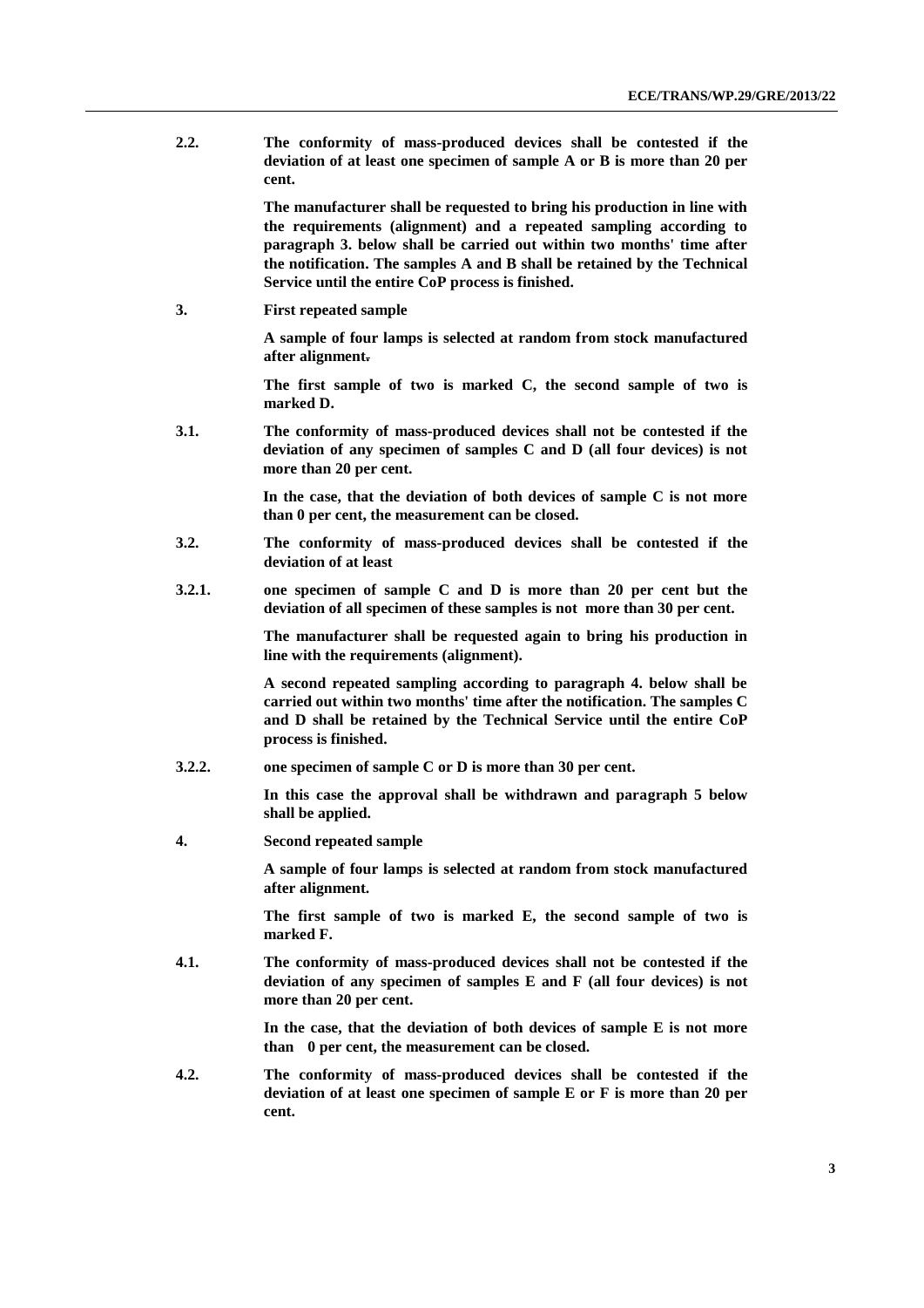**2.2. The conformity of mass-produced devices shall be contested if the deviation of at least one specimen of sample A or B is more than 20 per cent.**

**The manufacturer shall be requested to bring his production in line with the requirements (alignment) and a repeated sampling according to paragraph 3. below shall be carried out within two months' time after the notification. The samples A and B shall be retained by the Technical Service until the entire CoP process is finished.**

**3. First repeated sample**

**A sample of four lamps is selected at random from stock manufactured after alignment.**

**The first sample of two is marked C, the second sample of two is marked D.**

**3.1. The conformity of mass-produced devices shall not be contested if the deviation of any specimen of samples C and D (all four devices) is not more than 20 per cent.**

**In the case, that the deviation of both devices of sample C is not more than 0 per cent, the measurement can be closed.**

**3.2. The conformity of mass-produced devices shall be contested if the deviation of at least**

**3.2.1. one specimen of sample C and D is more than 20 per cent but the deviation of all specimen of these samples is not more than 30 per cent.**

**The manufacturer shall be requested again to bring his production in line with the requirements (alignment).**

**A second repeated sampling according to paragraph 4. below shall be carried out within two months' time after the notification. The samples C and D shall be retained by the Technical Service until the entire CoP process is finished.**

**3.2.2. one specimen of sample C or D is more than 30 per cent.**

**In this case the approval shall be withdrawn and paragraph 5 below shall be applied.**

**4. Second repeated sample**

**A sample of four lamps is selected at random from stock manufactured after alignment.**

**The first sample of two is marked E, the second sample of two is marked F.**

**4.1. The conformity of mass-produced devices shall not be contested if the deviation of any specimen of samples E and F (all four devices) is not more than 20 per cent.**

**In the case, that the deviation of both devices of sample E is not more than 0 per cent, the measurement can be closed.**

**4.2. The conformity of mass-produced devices shall be contested if the deviation of at least one specimen of sample E or F is more than 20 per cent.**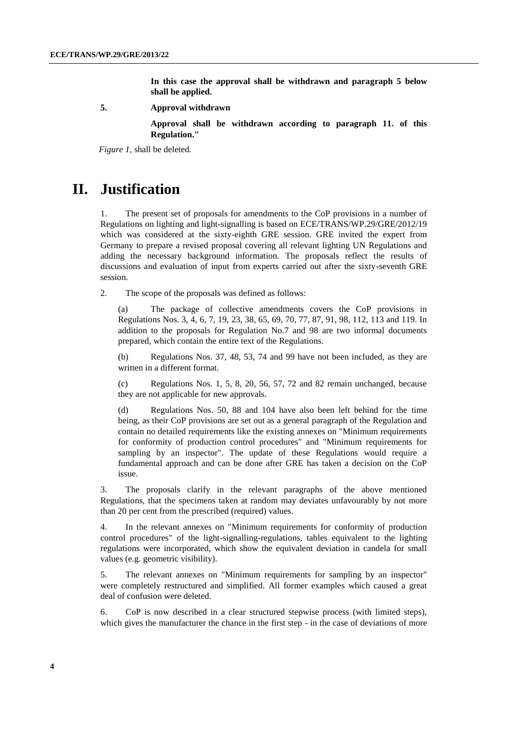**In this case the approval shall be withdrawn and paragraph 5 below shall be applied.**

**5. Approval withdrawn**

**Approval shall be withdrawn according to paragraph 11. of this Regulation."**

*Figure 1,* shall be deleted.

# II. Justification

1. The present set of proposals for amendments to the CoP provisions in a number of Regulations on lighting and light-signalling is based on ECE/TRANS/WP.29/GRE/2012/19 which was considered at the sixty-eighth GRE session. GRE invited the expert from Germany to prepare a revised proposal covering all relevant lighting UN Regulations and adding the necessary background information. The proposals reflect the results of discussions and evaluation of input from experts carried out after the sixty-seventh GRE session.

2. The scope of the proposals was defined as follows:

(a) The package of collective amendments covers the CoP provisions in Regulations Nos. 3, 4, 6, 7, 19, 23, 38, 65, 69, 70, 77, 87, 91, 98, 112, 113 and 119. In addition to the proposals for Regulation No.7 and 98 are two informal documents prepared, which contain the entire text of the Regulations.

(b) Regulations Nos. 37, 48, 53, 74 and 99 have not been included, as they are written in a different format.

(c) Regulations Nos. 1, 5, 8, 20, 56, 57, 72 and 82 remain unchanged, because they are not applicable for new approvals.

(d) Regulations Nos. 50, 88 and 104 have also been left behind for the time being, as their CoP provisions are set out as a general paragraph of the Regulation and contain no detailed requirements like the existing annexes on "Minimum requirements for conformity of production control procedures" and "Minimum requirements for sampling by an inspector". The update of these Regulations would require a fundamental approach and can be done after GRE has taken a decision on the CoP issue.

3. The proposals clarify in the relevant paragraphs of the above mentioned Regulations, that the specimens taken at random may deviates unfavourably by not more than 20 per cent from the prescribed (required) values.

4. In the relevant annexes on "Minimum requirements for conformity of production control procedures" of the light-signalling-regulations, tables equivalent to the lighting regulations were incorporated, which show the equivalent deviation in candela for small values (e.g. geometric visibility).

5. The relevant annexes on "Minimum requirements for sampling by an inspector" were completely restructured and simplified. All former examples which caused a great deal of confusion were deleted.

6. CoP is now described in a clear structured stepwise process (with limited steps), which gives the manufacturer the chance in the first step - in the case of deviations of more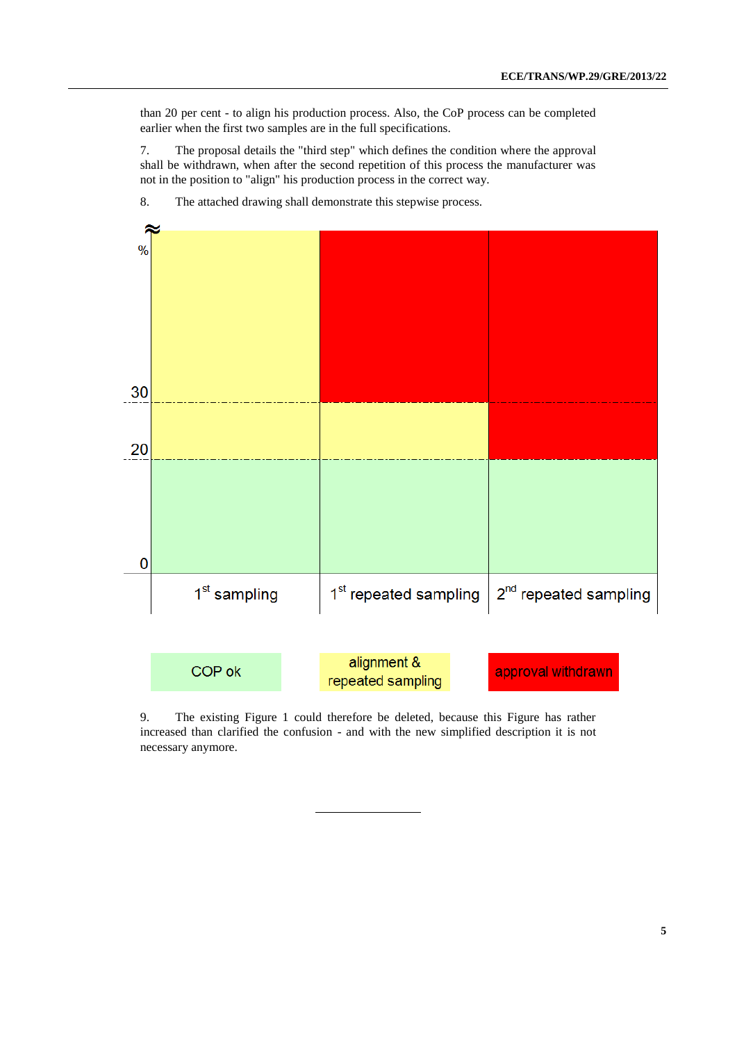than 20 per cent - to align his production process. Also, the CoP process can be completed earlier when the first two samples are in the full specifications.

7. The proposal details the "third step" which defines the condition where the approval shall be withdrawn, when after the second repetition of this process the manufacturer was not in the position to "align" his production process in the correct way.

8. The attached drawing shall demonstrate this stepwise process.

≈

%

30

20

0

1st sampling

1st repeated sampling

2nd repeated sampling

COP ok

alignment & repeated sampling

approval withdrawn

9. The existing Figure 1 could therefore be deleted, because this Figure has rather increased than clarified the confusion - and with the new simplified description it is not necessary anymore.